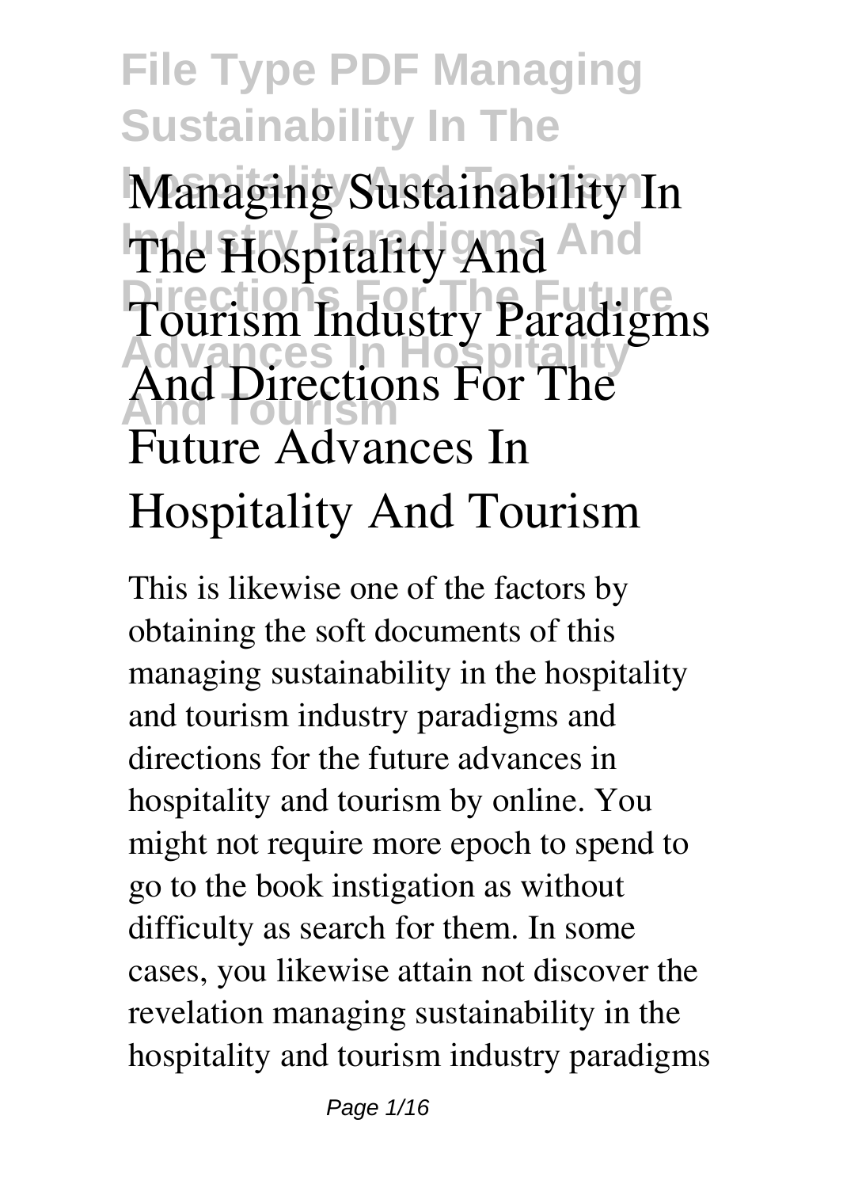# Managing Sustainability In The Hospitality And Tourism Industry Paradigms And Directions For The Future Advances In Hospitality And Tourism

This is likewise one of the factors by obtaining the soft documents of this managing sustainability in the hospitality and tourism industry paradigms and directions for the future advances in hospitality and tourism by online. You might not require more epoch to spend to go to the book instigation as without difficulty as search for them. In some cases, you likewise attain not discover the revelation managing sustainability in the hospitality and tourism industry paradigms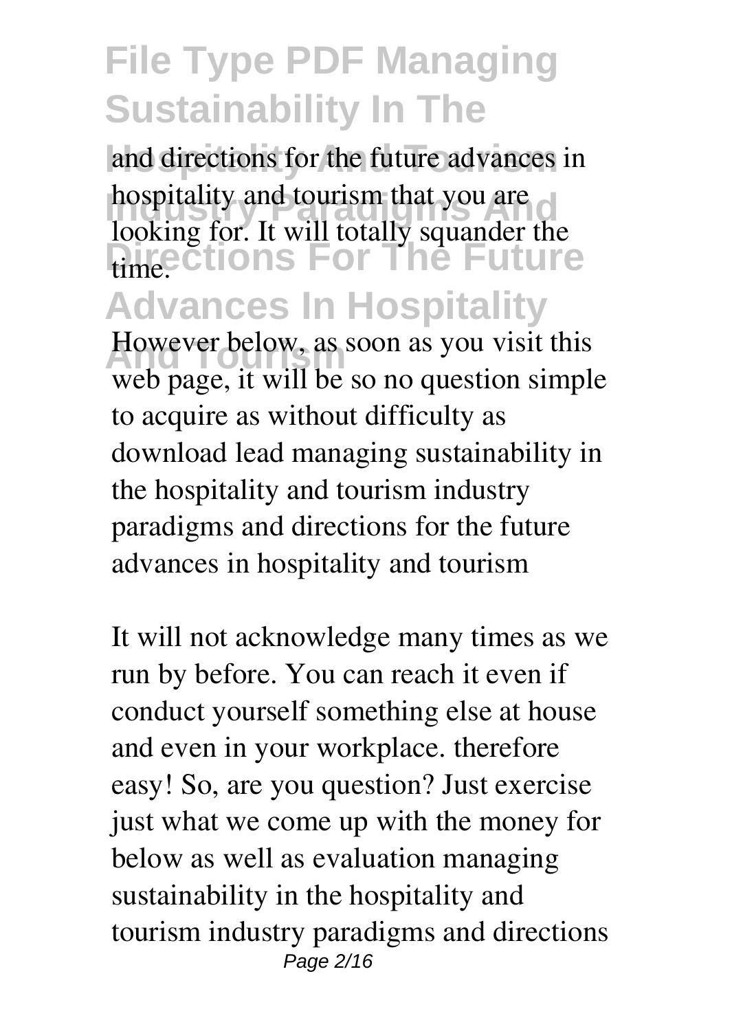and directions for the future advances in hospitality and tourism that you are looking for. It will totally squander the time.

However below, as soon as you visit this web page, it will be so no question simple to acquire as without difficulty as download lead managing sustainability in the hospitality and tourism industry paradigms and directions for the future advances in hospitality and tourism

It will not acknowledge many times as we run by before. You can reach it even if conduct yourself something else at house and even in your workplace. therefore easy! So, are you question? Just exercise just what we come up with the money for below as well as evaluation managing sustainability in the hospitality and tourism industry paradigms and directions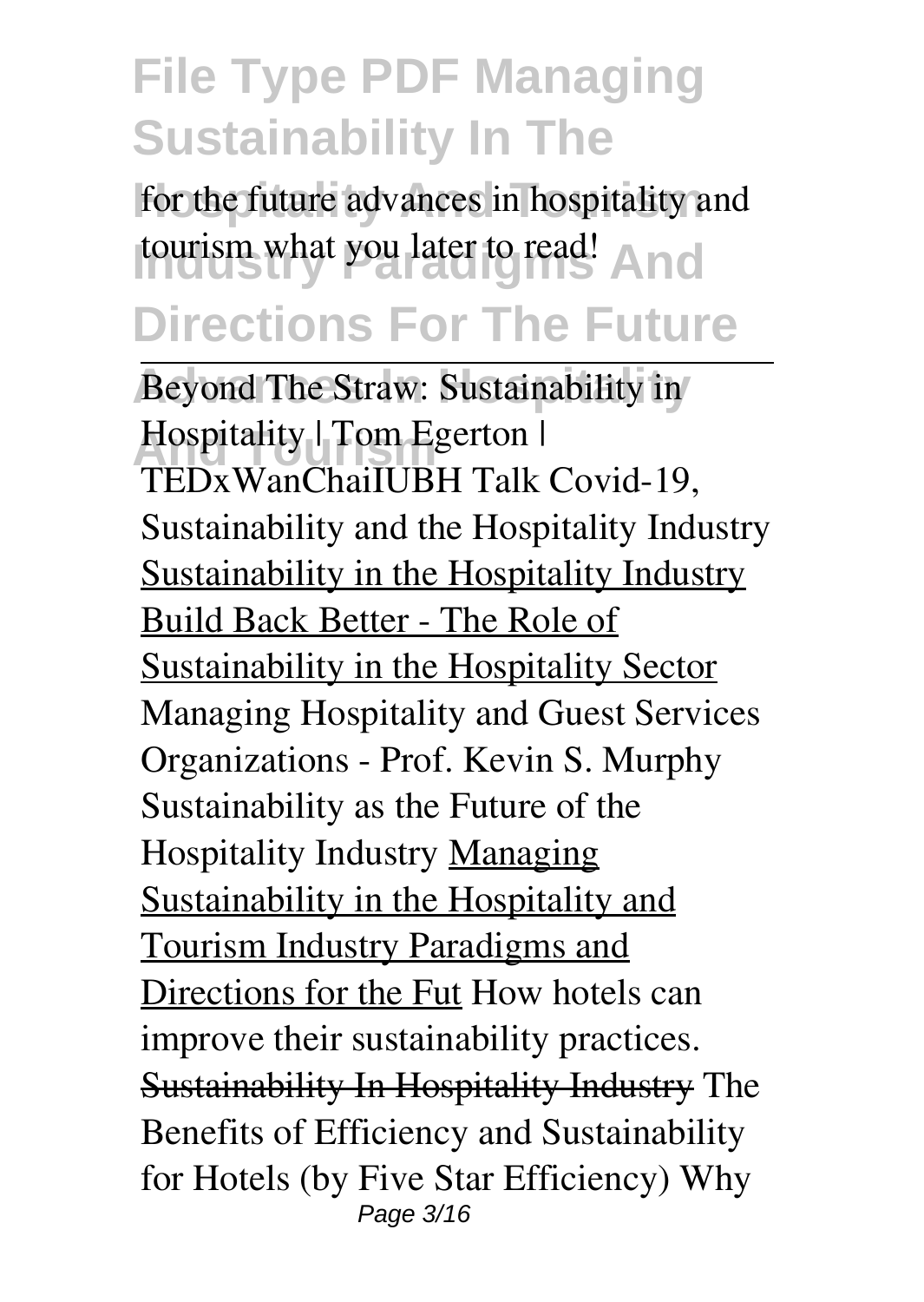for the future advances in hospitality and tourism what you later to read!

Beyond The Straw: Sustainability in Hospitality | Tom Egerton | TEDxWanChaiIUBH Talk Covid-19, Sustainability and the Hospitality Industry Sustainability in the Hospitality Industry Build Back Better - The Role of Sustainability in the Hospitality Sector Managing Hospitality and Guest Services Organizations - Prof. Kevin S. Murphy Sustainability as the Future of the Hospitality Industry Managing Sustainability in the Hospitality and Tourism Industry Paradigms and Directions for the Fut How hotels can improve their sustainability practices. Sustainability In Hospitality Industry The Benefits of Efficiency and Sustainability for Hotels (by Five Star Efficiency) Why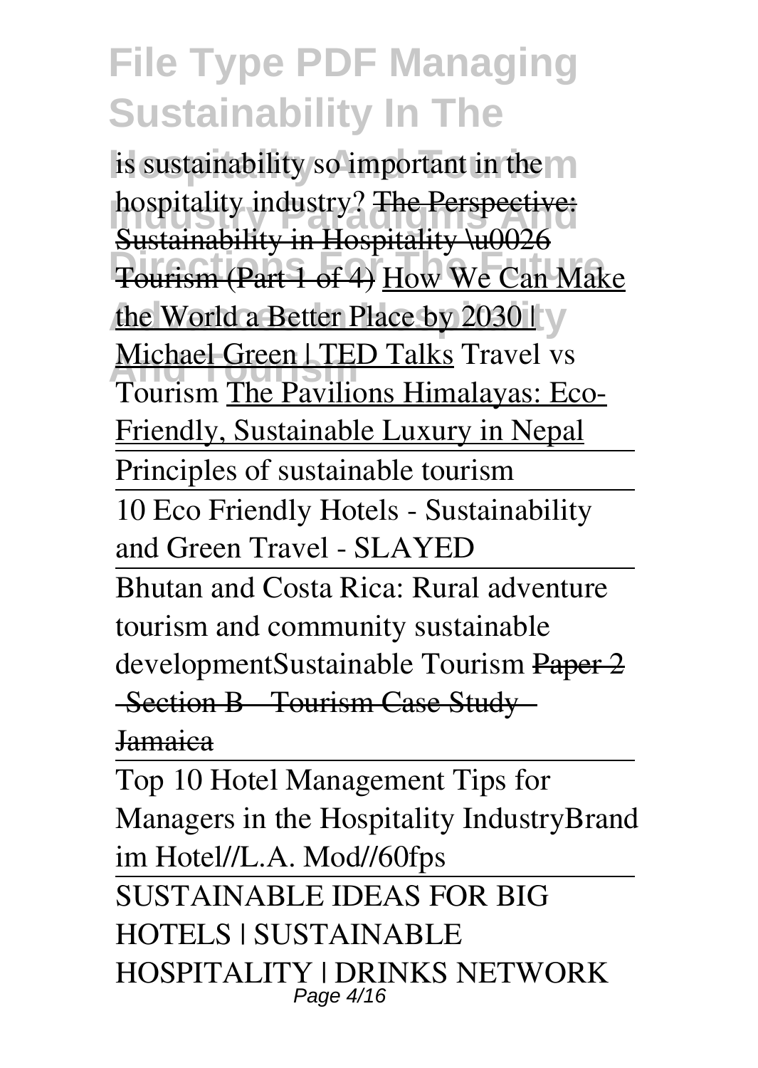is sustainability so important in the hospitality industry? The Perspective: Sustainability in Hospitality \u0026 Tourism (Part 1 of 4) How We Can Make the World a Better Place by 2030 | Michael Green | TED Talks Travel vs Tourism The Pavilions Himalayas: Eco-Friendly, Sustainable Luxury in Nepal

Principles of sustainable tourism

10 Eco Friendly Hotels - Sustainability and Green Travel - SLAYED

Bhutan and Costa Rica: Rural adventure tourism and community sustainable developmentSustainable Tourism ~~Paper 2 - Section B - Tourism Case Study - Jamaica~~

Top 10 Hotel Management Tips for Managers in the Hospitality IndustryBrand im Hotel//L.A. Mod//60fps

SUSTAINABLE IDEAS FOR BIG HOTELS | SUSTAINABLE HOSPITALITY | DRINKS NETWORK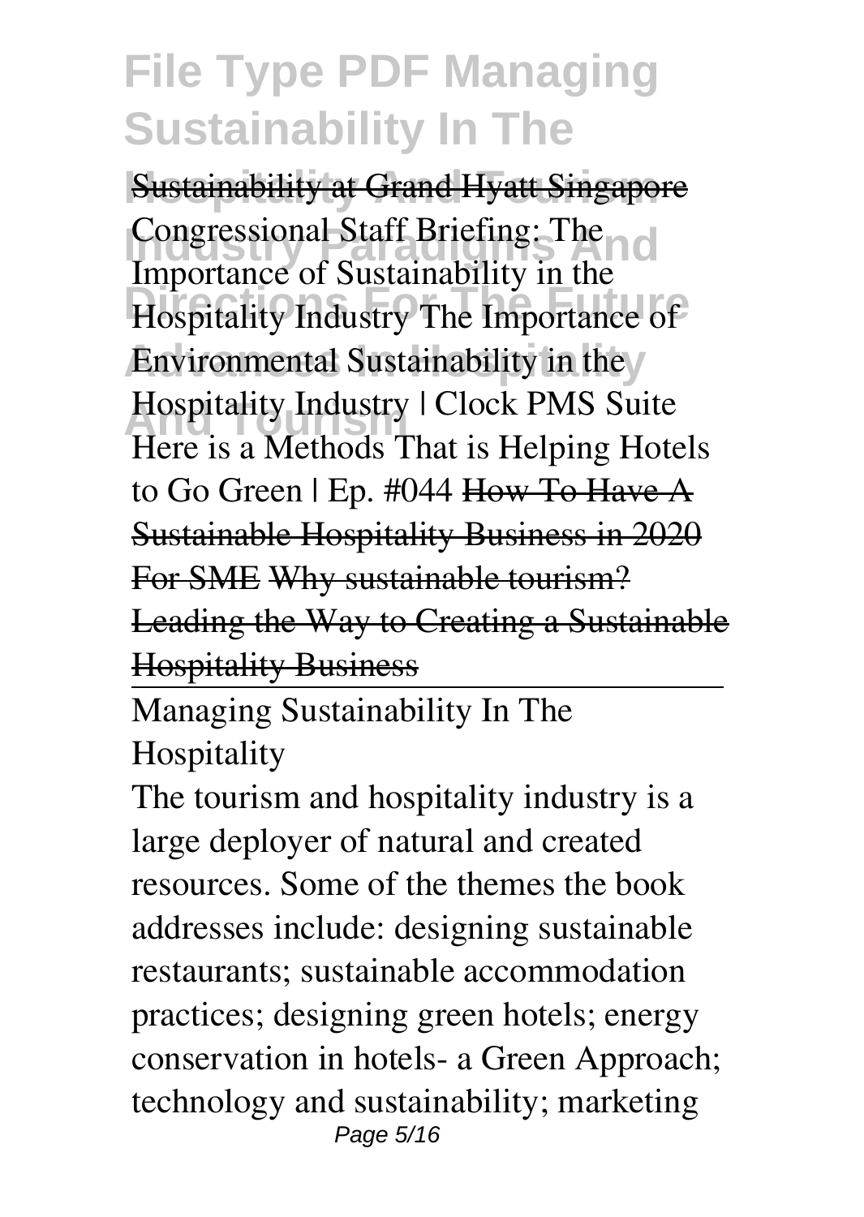Sustainability at Grand Hyatt Singapore Congressional Staff Briefing: The Importance of Sustainability in the Hospitality Industry The Importance of Environmental Sustainability in the Hospitality Industry | Clock PMS Suite Here is a Methods That is Helping Hotels to Go Green | Ep. #044 How To Have A Sustainable Hospitality Business in 2020 For SME Why sustainable tourism? Leading the Way to Creating a Sustainable Hospitality Business

Managing Sustainability In The Hospitality

The tourism and hospitality industry is a large deployer of natural and created resources. Some of the themes the book addresses include: designing sustainable restaurants; sustainable accommodation practices; designing green hotels; energy conservation in hotels- a Green Approach; technology and sustainability; marketing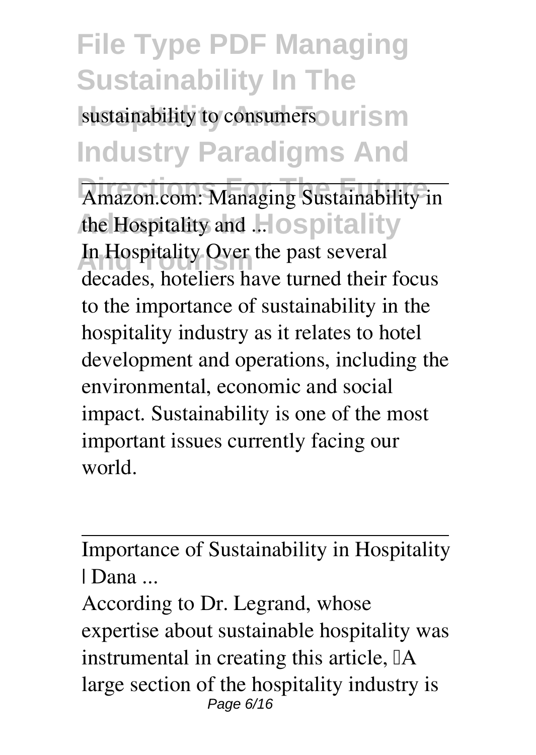sustainability to consumers

Amazon.com: Managing Sustainability in the Hospitality and ...

In Hospitality Over the past several decades, hoteliers have turned their focus to the importance of sustainability in the hospitality industry as it relates to hotel development and operations, including the environmental, economic and social impact. Sustainability is one of the most important issues currently facing our world.

Importance of Sustainability in Hospitality | Dana ...

According to Dr. Legrand, whose expertise about sustainable hospitality was instrumental in creating this article, A large section of the hospitality industry is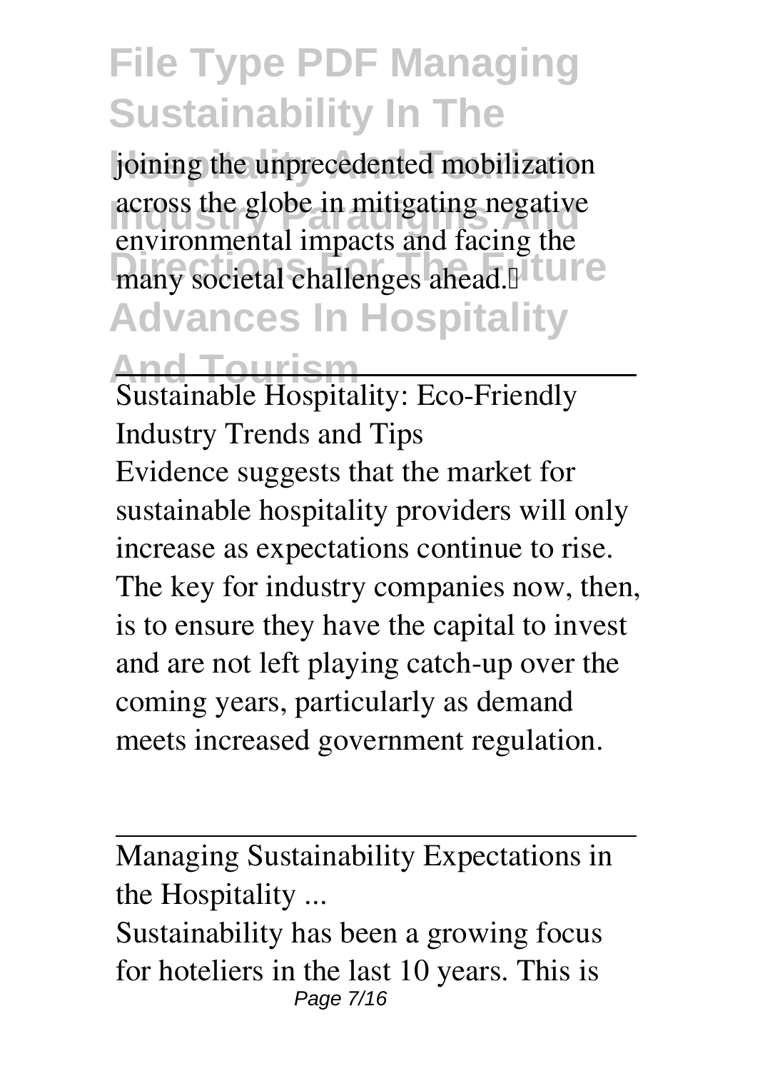joining the unprecedented mobilization across the globe in mitigating negative environmental impacts and facing the many societal challenges ahead.

Sustainable Hospitality: Eco-Friendly Industry Trends and Tips

Evidence suggests that the market for sustainable hospitality providers will only increase as expectations continue to rise. The key for industry companies now, then, is to ensure they have the capital to invest and are not left playing catch-up over the coming years, particularly as demand meets increased government regulation.

Managing Sustainability Expectations in the Hospitality ...

Sustainability has been a growing focus for hoteliers in the last 10 years. This is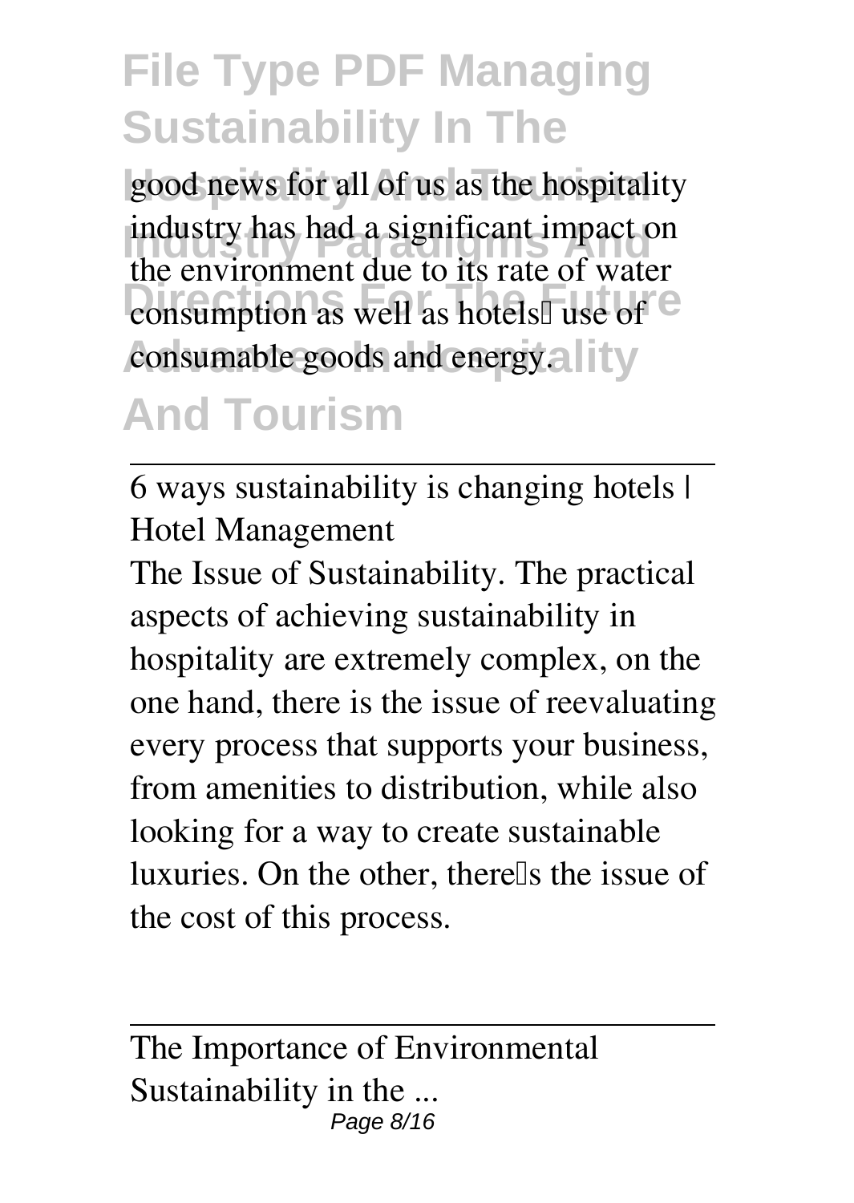good news for all of us as the hospitality industry has had a significant impact on the environment due to its rate of water consumption as well as hotels' use of consumable goods and energy.

6 ways sustainability is changing hotels | Hotel Management

The Issue of Sustainability. The practical aspects of achieving sustainability in hospitality are extremely complex, on the one hand, there is the issue of reevaluating every process that supports your business, from amenities to distribution, while also looking for a way to create sustainable luxuries. On the other, there's the issue of the cost of this process.

The Importance of Environmental Sustainability in the ...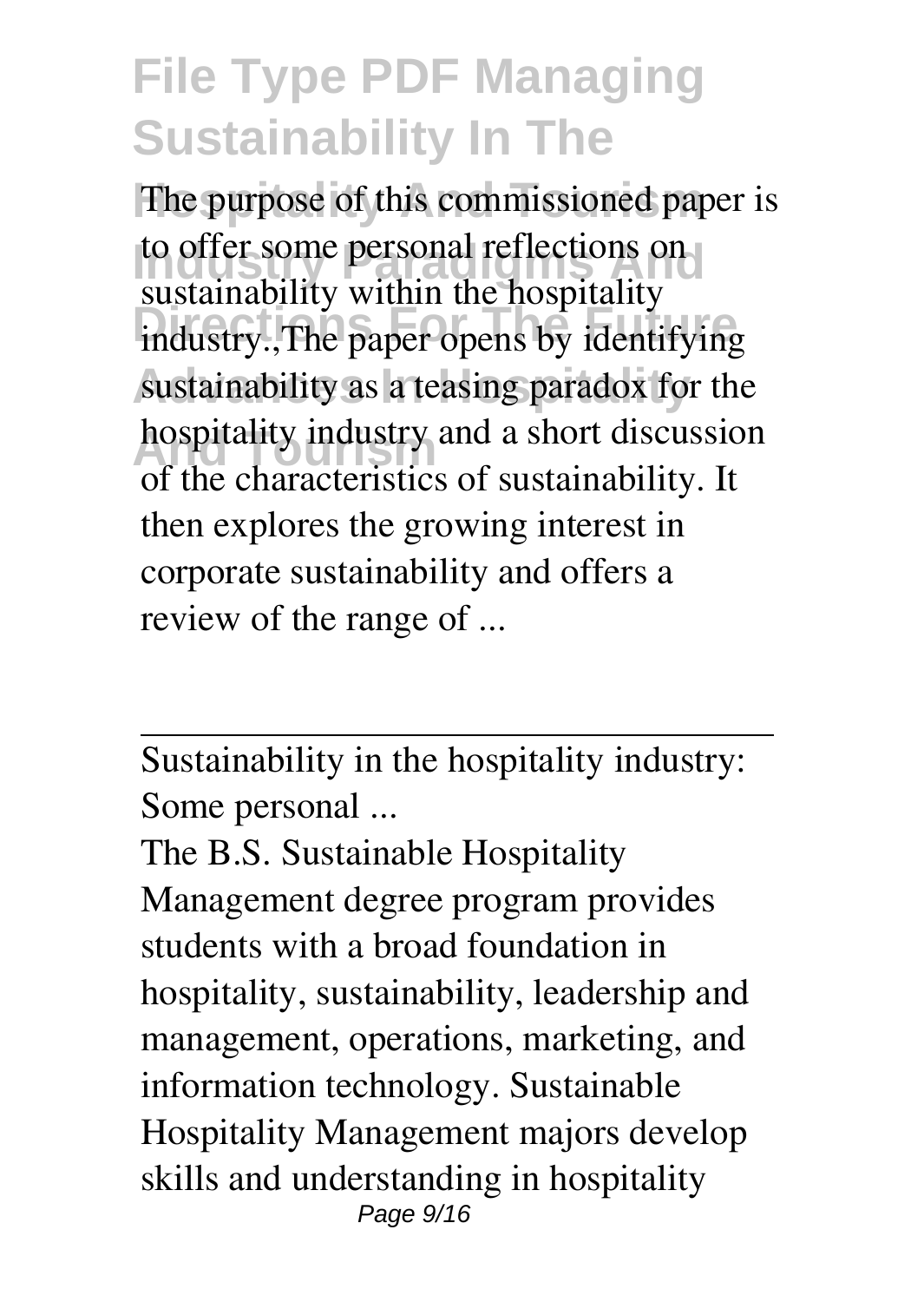The purpose of this commissioned paper is to offer some personal reflections on sustainability within the hospitality industry.,The paper opens by identifying sustainability as a teasing paradox for the hospitality industry and a short discussion of the characteristics of sustainability. It then explores the growing interest in corporate sustainability and offers a review of the range of ...

---

Sustainability in the hospitality industry: Some personal ...

The B.S. Sustainable Hospitality Management degree program provides students with a broad foundation in hospitality, sustainability, leadership and management, operations, marketing, and information technology. Sustainable Hospitality Management majors develop skills and understanding in hospitality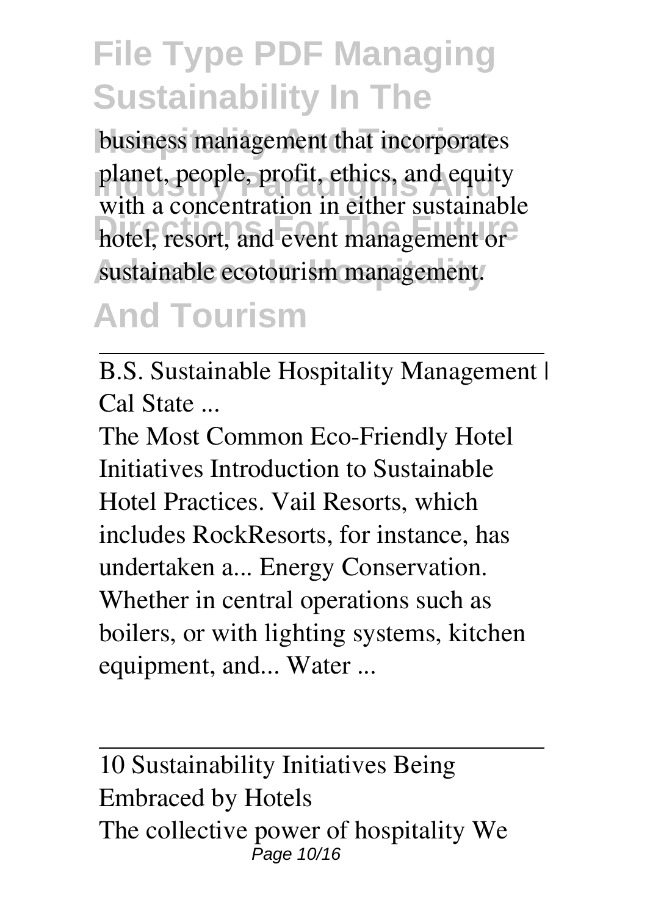business management that incorporates planet, people, profit, ethics, and equity with a concentration in either sustainable hotel, resort, and event management or sustainable ecotourism management.

---

B.S. Sustainable Hospitality Management | Cal State ...

The Most Common Eco-Friendly Hotel Initiatives Introduction to Sustainable Hotel Practices. Vail Resorts, which includes RockResorts, for instance, has undertaken a... Energy Conservation. Whether in central operations such as boilers, or with lighting systems, kitchen equipment, and... Water ...

---

10 Sustainability Initiatives Being Embraced by Hotels

The collective power of hospitality We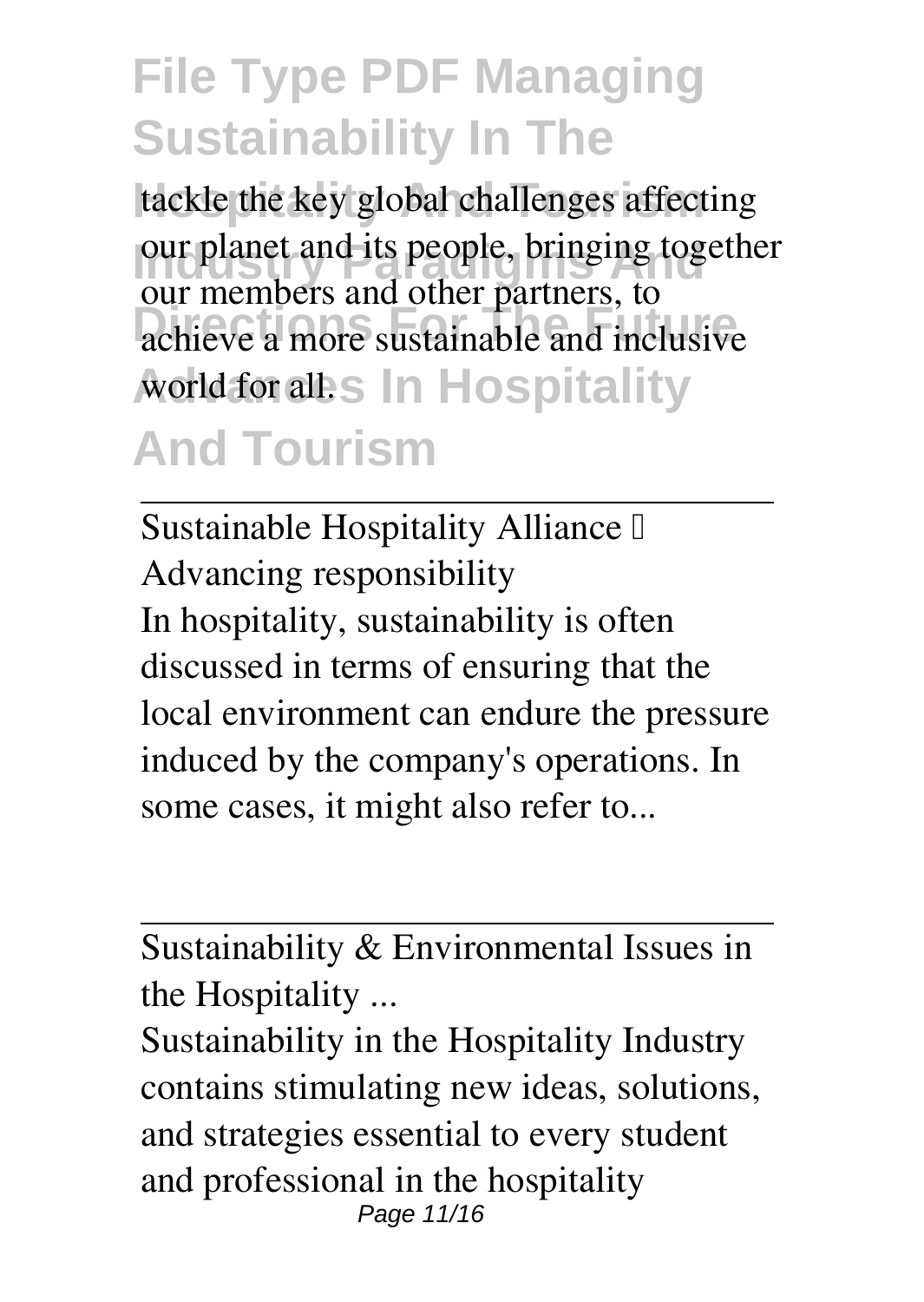tackle the key global challenges affecting our planet and its people, bringing together our members and other partners, to achieve a more sustainable and inclusive world for all.

Sustainable Hospitality Alliance – Advancing responsibility

In hospitality, sustainability is often discussed in terms of ensuring that the local environment can endure the pressure induced by the company's operations. In some cases, it might also refer to...

Sustainability & Environmental Issues in the Hospitality ...

Sustainability in the Hospitality Industry contains stimulating new ideas, solutions, and strategies essential to every student and professional in the hospitality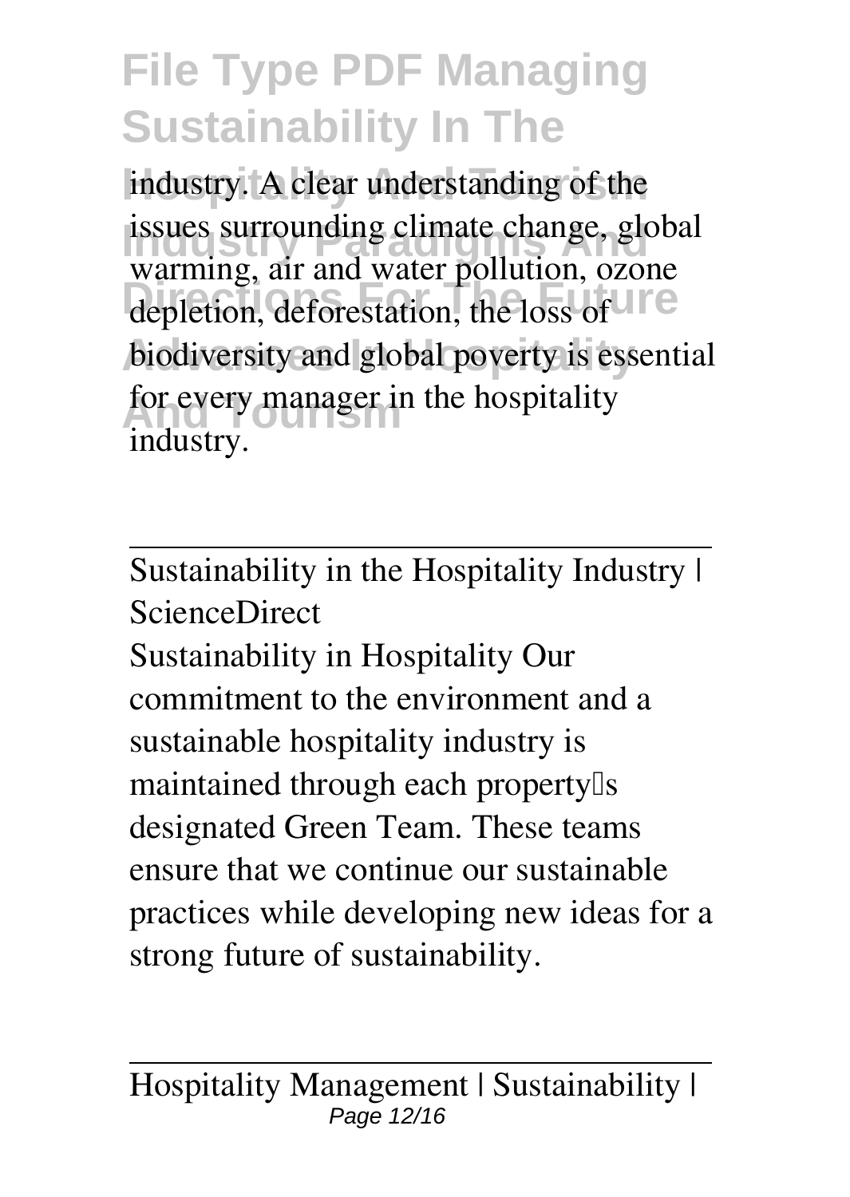industry. A clear understanding of the issues surrounding climate change, global warming, air and water pollution, ozone depletion, deforestation, the loss of biodiversity and global poverty is essential for every manager in the hospitality industry.

---

Sustainability in the Hospitality Industry | ScienceDirect

Sustainability in Hospitality Our commitment to the environment and a sustainable hospitality industry is maintained through each property's designated Green Team. These teams ensure that we continue our sustainable practices while developing new ideas for a strong future of sustainability.

---

Hospitality Management | Sustainability |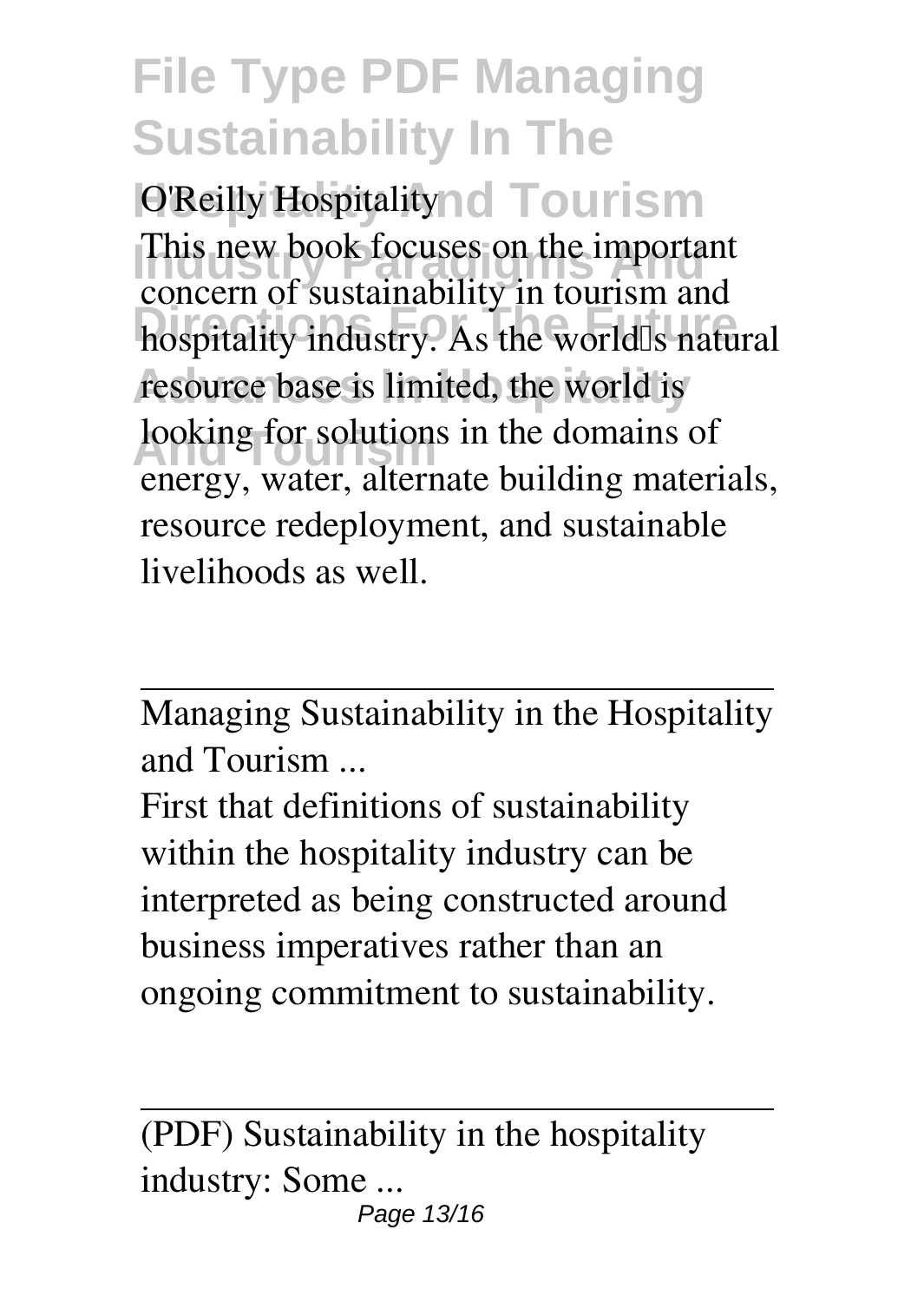O'Reilly Hospitality

This new book focuses on the important concern of sustainability in tourism and hospitality industry. As the world's natural resource base is limited, the world is looking for solutions in the domains of energy, water, alternate building materials, resource redeployment, and sustainable livelihoods as well.

Managing Sustainability in the Hospitality and Tourism ...

First that definitions of sustainability within the hospitality industry can be interpreted as being constructed around business imperatives rather than an ongoing commitment to sustainability.

(PDF) Sustainability in the hospitality industry: Some ...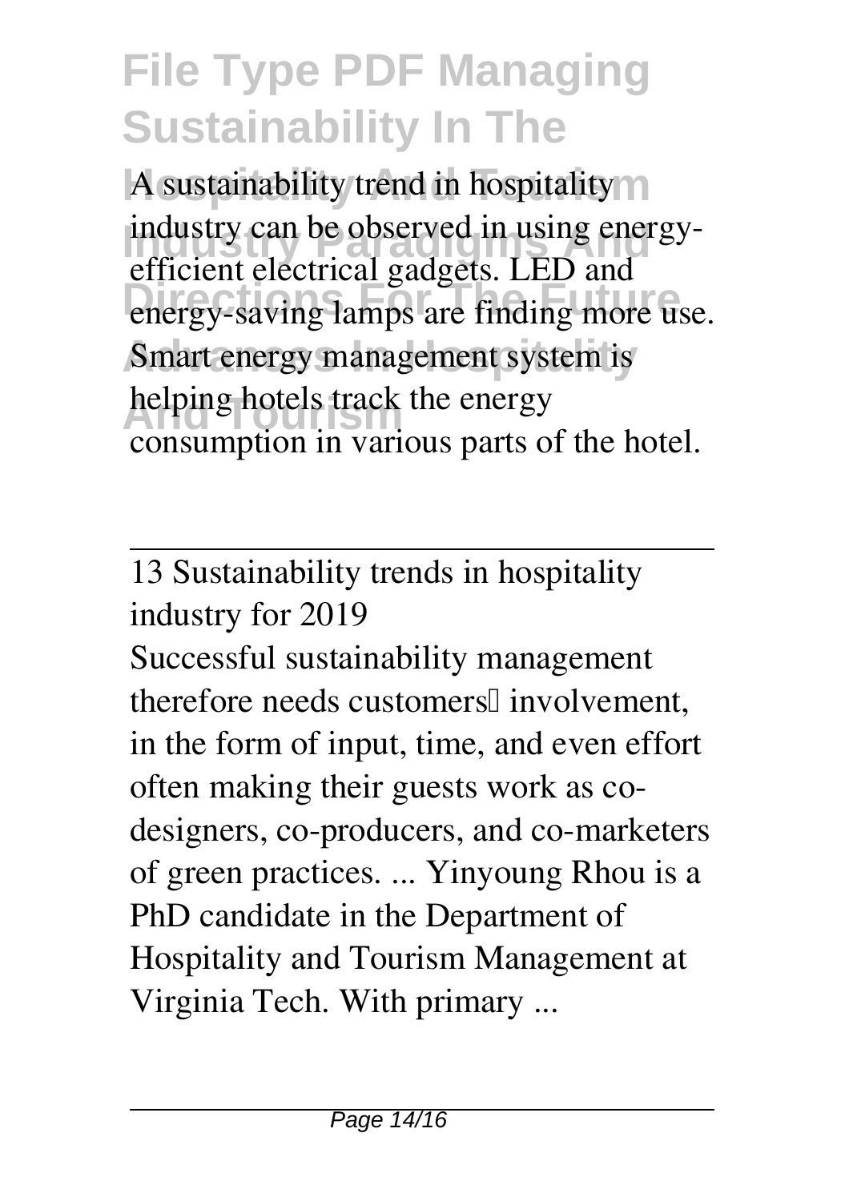A sustainability trend in hospitality industry can be observed in using energy-efficient electrical gadgets. LED and energy-saving lamps are finding more use. Smart energy management system is helping hotels track the energy consumption in various parts of the hotel.

13 Sustainability trends in hospitality industry for 2019

Successful sustainability management therefore needs customers' involvement, in the form of input, time, and even effort often making their guests work as co-designers, co-producers, and co-marketers of green practices. ... Yinyoung Rhou is a PhD candidate in the Department of Hospitality and Tourism Management at Virginia Tech. With primary ...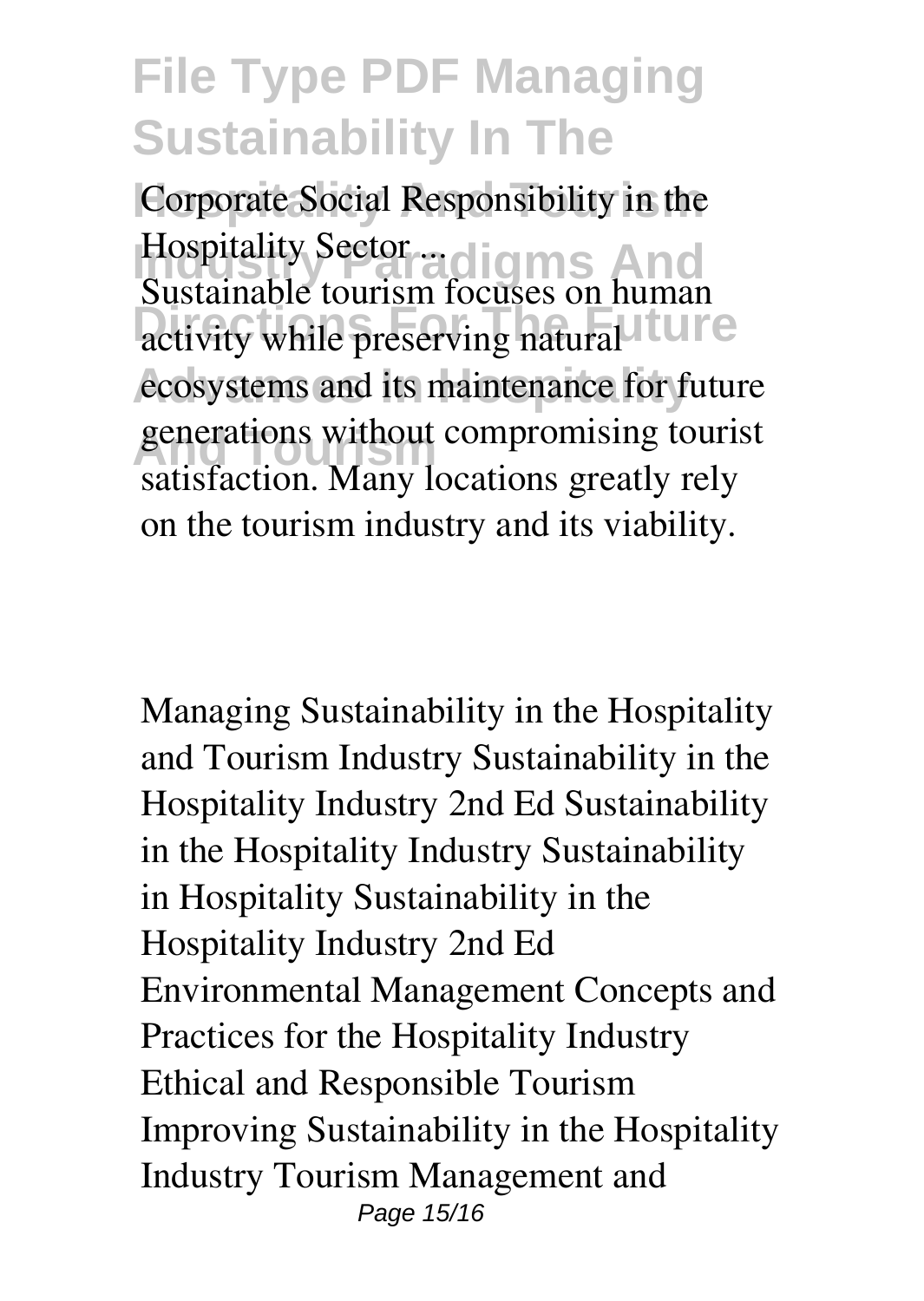**Corporate Social Responsibility in the Hospitality Sector ...**

Sustainable tourism focuses on human activity while preserving natural ecosystems and its maintenance for future generations without compromising tourist satisfaction. Many locations greatly rely on the tourism industry and its viability.

Managing Sustainability in the Hospitality and Tourism Industry Sustainability in the Hospitality Industry 2nd Ed Sustainability in the Hospitality Industry Sustainability in Hospitality Sustainability in the Hospitality Industry 2nd Ed Environmental Management Concepts and Practices for the Hospitality Industry Ethical and Responsible Tourism Improving Sustainability in the Hospitality Industry Tourism Management and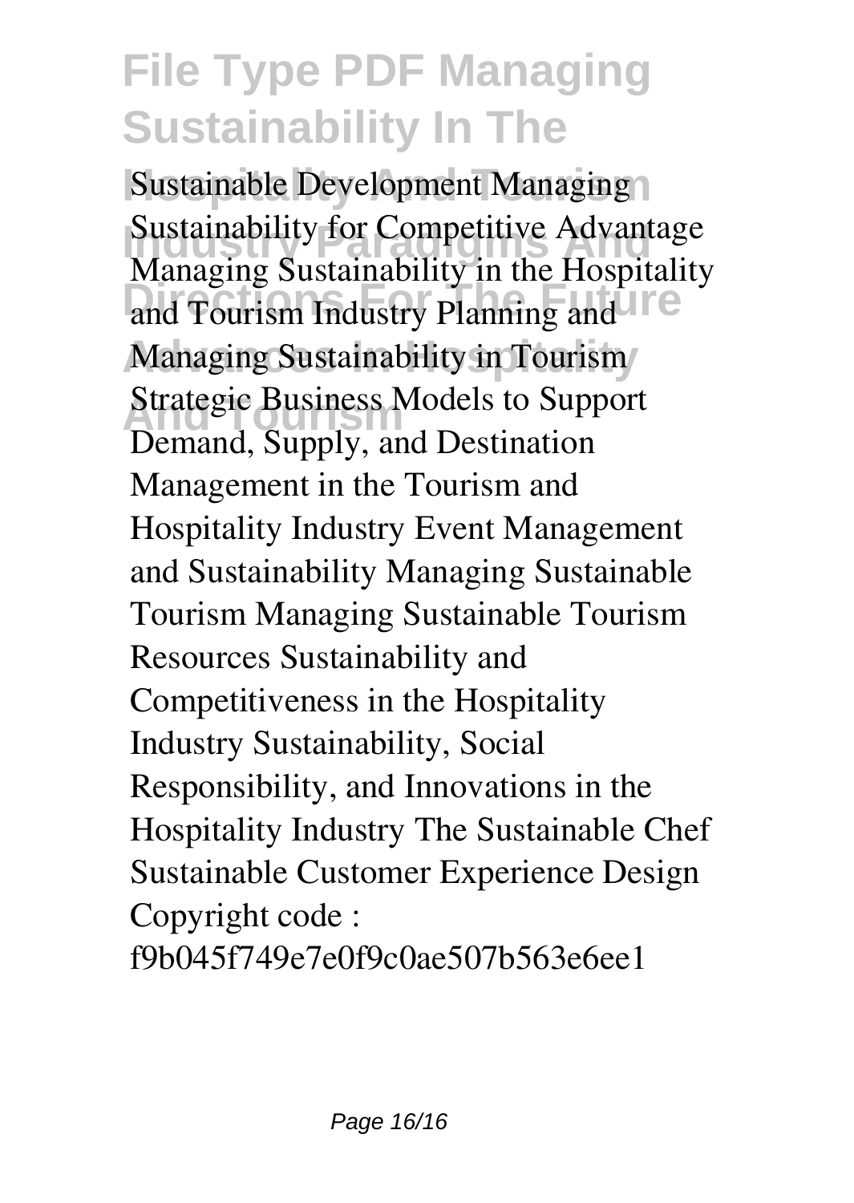Sustainable Development Managing Sustainability for Competitive Advantage Managing Sustainability in the Hospitality and Tourism Industry Planning and Managing Sustainability in Tourism Strategic Business Models to Support Demand, Supply, and Destination Management in the Tourism and Hospitality Industry Event Management and Sustainability Managing Sustainable Tourism Managing Sustainable Tourism Resources Sustainability and Competitiveness in the Hospitality Industry Sustainability, Social Responsibility, and Innovations in the Hospitality Industry The Sustainable Chef Sustainable Customer Experience Design

Copyright code : f9b045f749e7e0f9c0ae507b563e6ee1